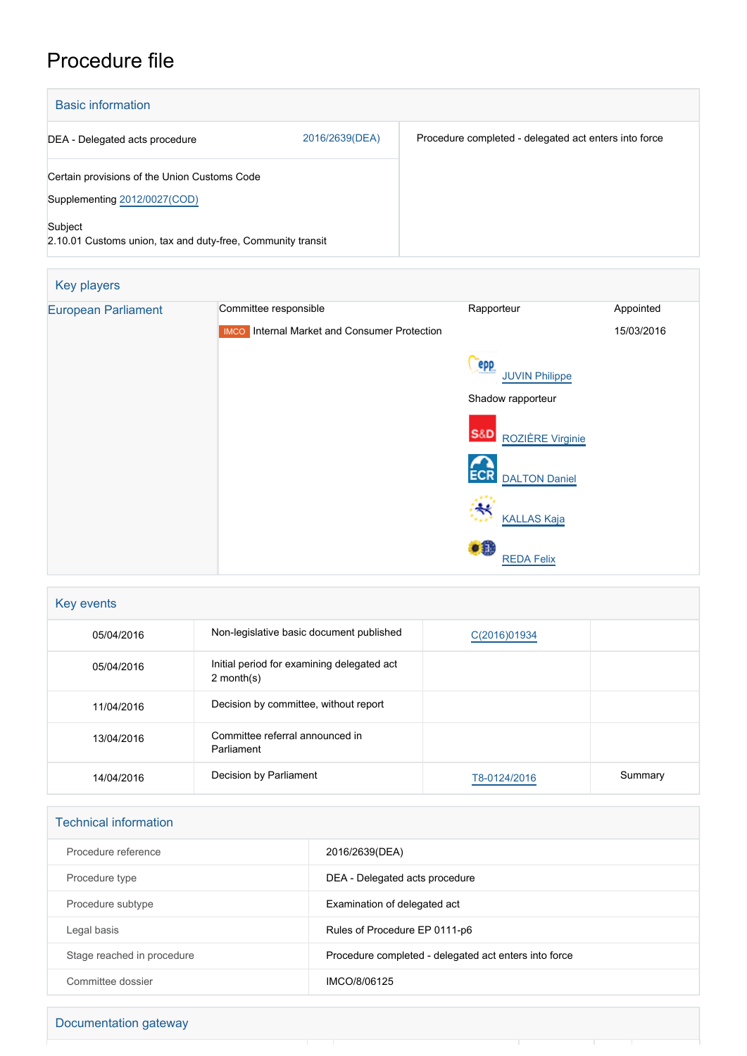# Procedure file

## Basic information

| | |
|---|---|
| DEA - Delegated acts procedure 2016/2639(DEA) | Procedure completed - delegated act enters into force |
| Certain provisions of the Union Customs Code<br>Supplementing 2012/0027(COD)<br><br>Subject<br>2.10.01 Customs union, tax and duty-free, Community transit | |

## Key players

| European Parliament | Committee responsible | Rapporteur | Appointed |
|---|---|---|---|
| | IMCO Internal Market and Consumer Protection | | 15/03/2016 |
| | | JUVIN Philippe | |
| | | Shadow rapporteur | |
| | | ROZIÈRE Virginie | |
| | | DALTON Daniel | |
| | | KALLAS Kaja | |
| | | REDA Felix | |

## Key events

| | | | |
|---|---|---|---|
| 05/04/2016 | Non-legislative basic document published | C(2016)01934 | |
| 05/04/2016 | Initial period for examining delegated act 2 month(s) | | |
| 11/04/2016 | Decision by committee, without report | | |
| 13/04/2016 | Committee referral announced in Parliament | | |
| 14/04/2016 | Decision by Parliament | T8-0124/2016 | Summary |

## Technical information

| | |
|---|---|
| Procedure reference | 2016/2639(DEA) |
| Procedure type | DEA - Delegated acts procedure |
| Procedure subtype | Examination of delegated act |
| Legal basis | Rules of Procedure EP 0111-p6 |
| Stage reached in procedure | Procedure completed - delegated act enters into force |
| Committee dossier | IMCO/8/06125 |

## Documentation gateway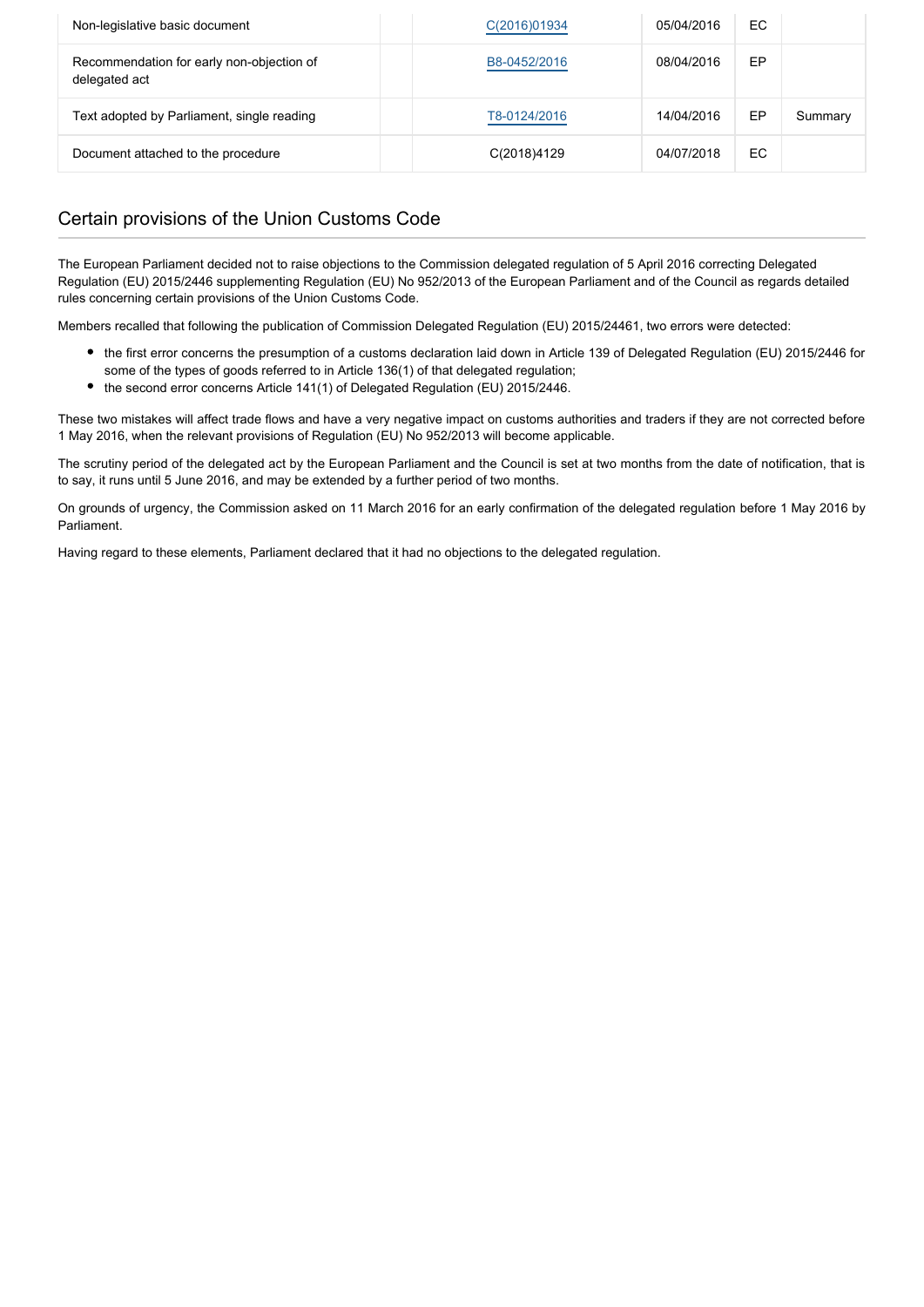| | | | | | |
|---|---|---|---|---|---|
| Non-legislative basic document | | C(2016)01934 | 05/04/2016 | EC | |
| Recommendation for early non-objection of delegated act | | B8-0452/2016 | 08/04/2016 | EP | |
| Text adopted by Parliament, single reading | | T8-0124/2016 | 14/04/2016 | EP | Summary |
| Document attached to the procedure | | C(2018)4129 | 04/07/2018 | EC | |

## Certain provisions of the Union Customs Code

The European Parliament decided not to raise objections to the Commission delegated regulation of 5 April 2016 correcting Delegated Regulation (EU) 2015/2446 supplementing Regulation (EU) No 952/2013 of the European Parliament and of the Council as regards detailed rules concerning certain provisions of the Union Customs Code.

Members recalled that following the publication of Commission Delegated Regulation (EU) 2015/24461, two errors were detected:

- the first error concerns the presumption of a customs declaration laid down in Article 139 of Delegated Regulation (EU) 2015/2446 for some of the types of goods referred to in Article 136(1) of that delegated regulation;
- the second error concerns Article 141(1) of Delegated Regulation (EU) 2015/2446.

These two mistakes will affect trade flows and have a very negative impact on customs authorities and traders if they are not corrected before 1 May 2016, when the relevant provisions of Regulation (EU) No 952/2013 will become applicable.

The scrutiny period of the delegated act by the European Parliament and the Council is set at two months from the date of notification, that is to say, it runs until 5 June 2016, and may be extended by a further period of two months.

On grounds of urgency, the Commission asked on 11 March 2016 for an early confirmation of the delegated regulation before 1 May 2016 by Parliament.

Having regard to these elements, Parliament declared that it had no objections to the delegated regulation.